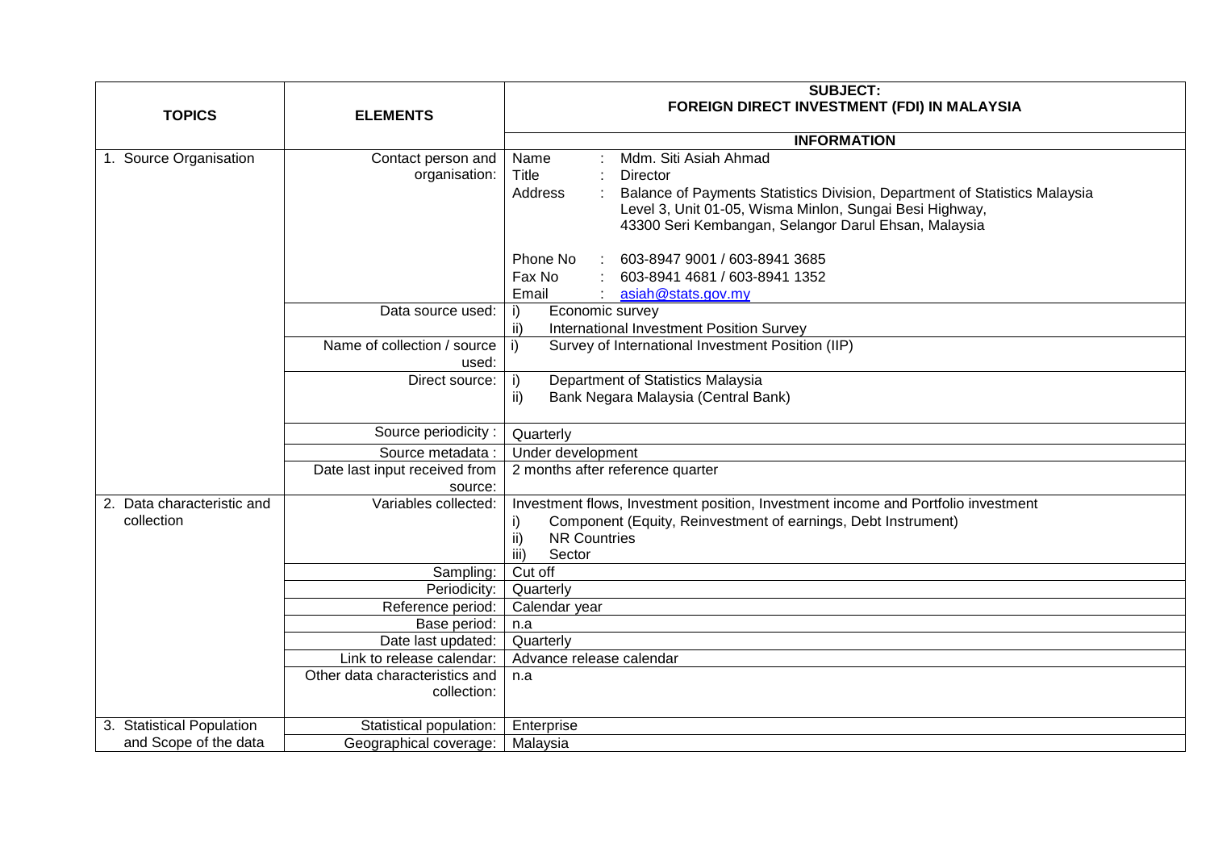| TOPICS | ELEMENTS | SUBJECT: FOREIGN DIRECT INVESTMENT (FDI) IN MALAYSIA |
|---|---|---|
| | | **INFORMATION** |
| 1. Source Organisation | Contact person and organisation: | Name : Mdm. Siti Asiah Ahmad<br>Title : Director<br>Address : Balance of Payments Statistics Division, Department of Statistics Malaysia<br>Level 3, Unit 01-05, Wisma Minlon, Sungai Besi Highway,<br>43300 Seri Kembangan, Selangor Darul Ehsan, Malaysia<br><br>Phone No : 603-8947 9001 / 603-8941 3685<br>Fax No : 603-8941 4681 / 603-8941 1352<br>Email : asiah@stats.gov.my |
| | Data source used: | i) Economic survey<br>ii) International Investment Position Survey |
| | Name of collection / source used: | i) Survey of International Investment Position (IIP) |
| | Direct source: | i) Department of Statistics Malaysia<br>ii) Bank Negara Malaysia (Central Bank) |
| | Source periodicity : | Quarterly |
| | Source metadata : | Under development |
| | Date last input received from source: | 2 months after reference quarter |
| 2. Data characteristic and collection | Variables collected: | Investment flows, Investment position, Investment income and Portfolio investment<br>i) Component (Equity, Reinvestment of earnings, Debt Instrument)<br>ii) NR Countries<br>iii) Sector |
| | Sampling: | Cut off |
| | Periodicity: | Quarterly |
| | Reference period: | Calendar year |
| | Base period: | n.a |
| | Date last updated: | Quarterly |
| | Link to release calendar: | Advance release calendar |
| | Other data characteristics and collection: | n.a |
| 3. Statistical Population and Scope of the data | Statistical population: | Enterprise |
| | Geographical coverage: | Malaysia |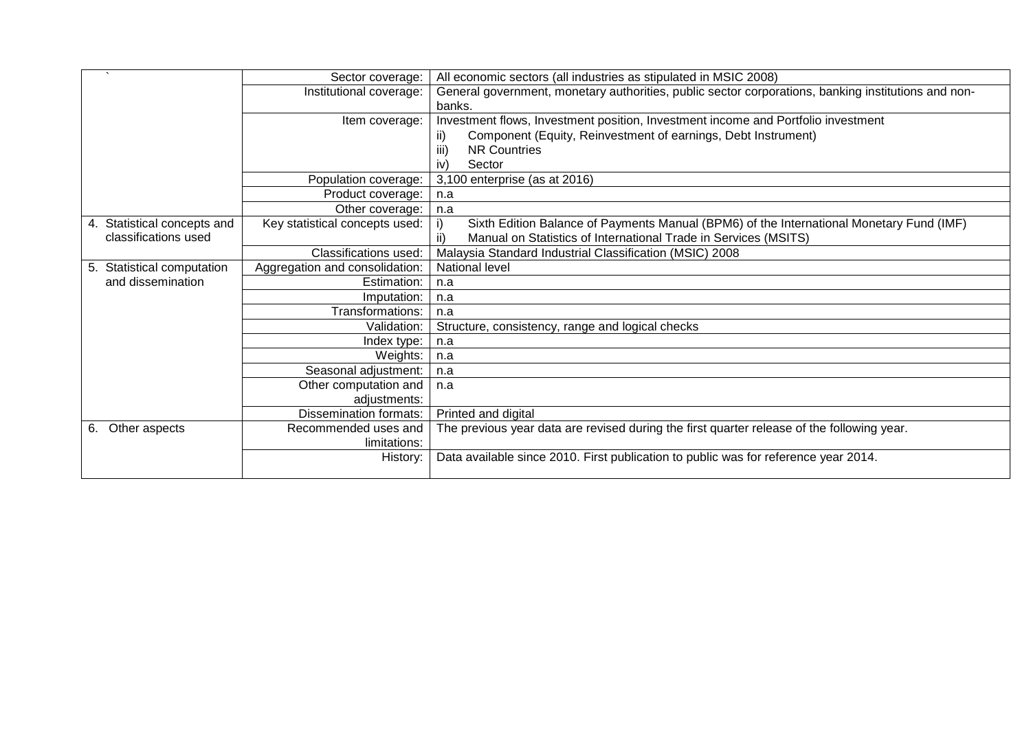| | | |
|---|---|---|
| ` | Sector coverage: | All economic sectors (all industries as stipulated in MSIC 2008) |
| | Institutional coverage: | General government, monetary authorities, public sector corporations, banking institutions and non-banks. |
| | Item coverage: | Investment flows, Investment position, Investment income and Portfolio investment<br>ii) Component (Equity, Reinvestment of earnings, Debt Instrument)<br>iii) NR Countries<br>iv) Sector |
| | Population coverage: | 3,100 enterprise (as at 2016) |
| | Product coverage: | n.a |
| | Other coverage: | n.a |
| 4. Statistical concepts and classifications used | Key statistical concepts used: | i) Sixth Edition Balance of Payments Manual (BPM6) of the International Monetary Fund (IMF)<br>ii) Manual on Statistics of International Trade in Services (MSITS) |
| | Classifications used: | Malaysia Standard Industrial Classification (MSIC) 2008 |
| 5. Statistical computation and dissemination | Aggregation and consolidation: | National level |
| | Estimation: | n.a |
| | Imputation: | n.a |
| | Transformations: | n.a |
| | Validation: | Structure, consistency, range and logical checks |
| | Index type: | n.a |
| | Weights: | n.a |
| | Seasonal adjustment: | n.a |
| | Other computation and adjustments: | n.a |
| | Dissemination formats: | Printed and digital |
| 6. Other aspects | Recommended uses and limitations: | The previous year data are revised during the first quarter release of the following year. |
| | History: | Data available since 2010. First publication to public was for reference year 2014. |